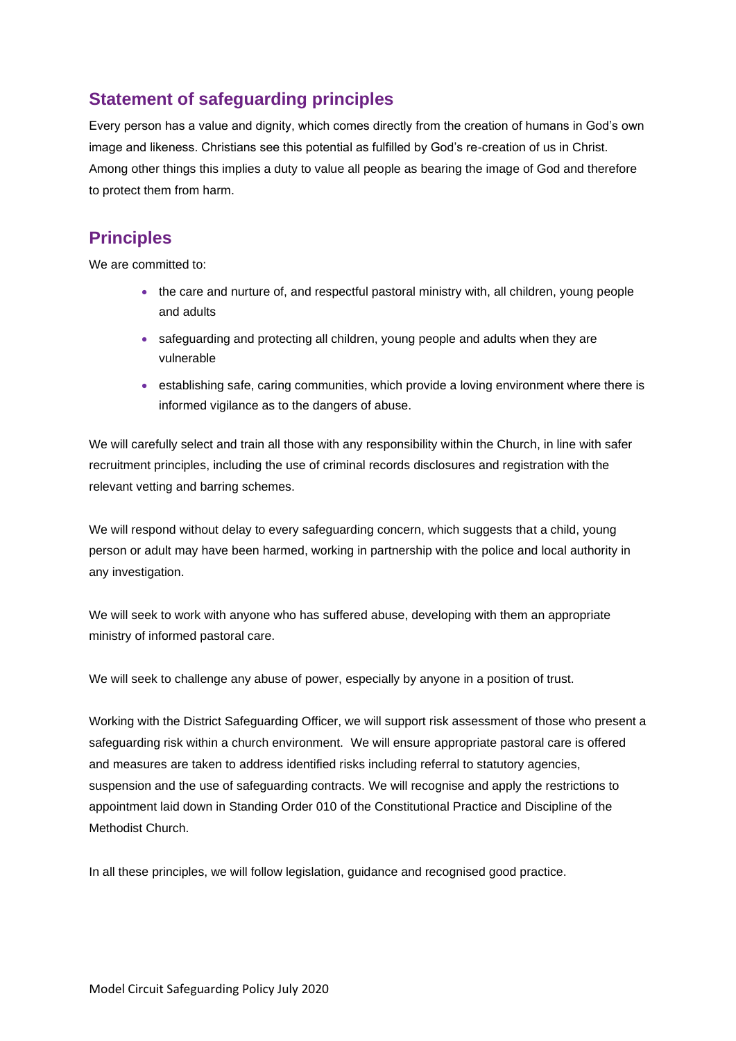## Statement of safeguarding principles

Every person has a value and dignity, which comes directly from the creation of humans in God's own image and likeness. Christians see this potential as fulfilled by God's re-creation of us in Christ. Among other things this implies a duty to value all people as bearing the image of God and therefore to protect them from harm.

## Principles

We are committed to:

- the care and nurture of, and respectful pastoral ministry with, all children, young people and adults
- safeguarding and protecting all children, young people and adults when they are vulnerable
- establishing safe, caring communities, which provide a loving environment where there is informed vigilance as to the dangers of abuse.

We will carefully select and train all those with any responsibility within the Church, in line with safer recruitment principles, including the use of criminal records disclosures and registration with the relevant vetting and barring schemes.

We will respond without delay to every safeguarding concern, which suggests that a child, young person or adult may have been harmed, working in partnership with the police and local authority in any investigation.

We will seek to work with anyone who has suffered abuse, developing with them an appropriate ministry of informed pastoral care.

We will seek to challenge any abuse of power, especially by anyone in a position of trust.

Working with the District Safeguarding Officer, we will support risk assessment of those who present a safeguarding risk within a church environment. We will ensure appropriate pastoral care is offered and measures are taken to address identified risks including referral to statutory agencies, suspension and the use of safeguarding contracts. We will recognise and apply the restrictions to appointment laid down in Standing Order 010 of the Constitutional Practice and Discipline of the Methodist Church.

In all these principles, we will follow legislation, guidance and recognised good practice.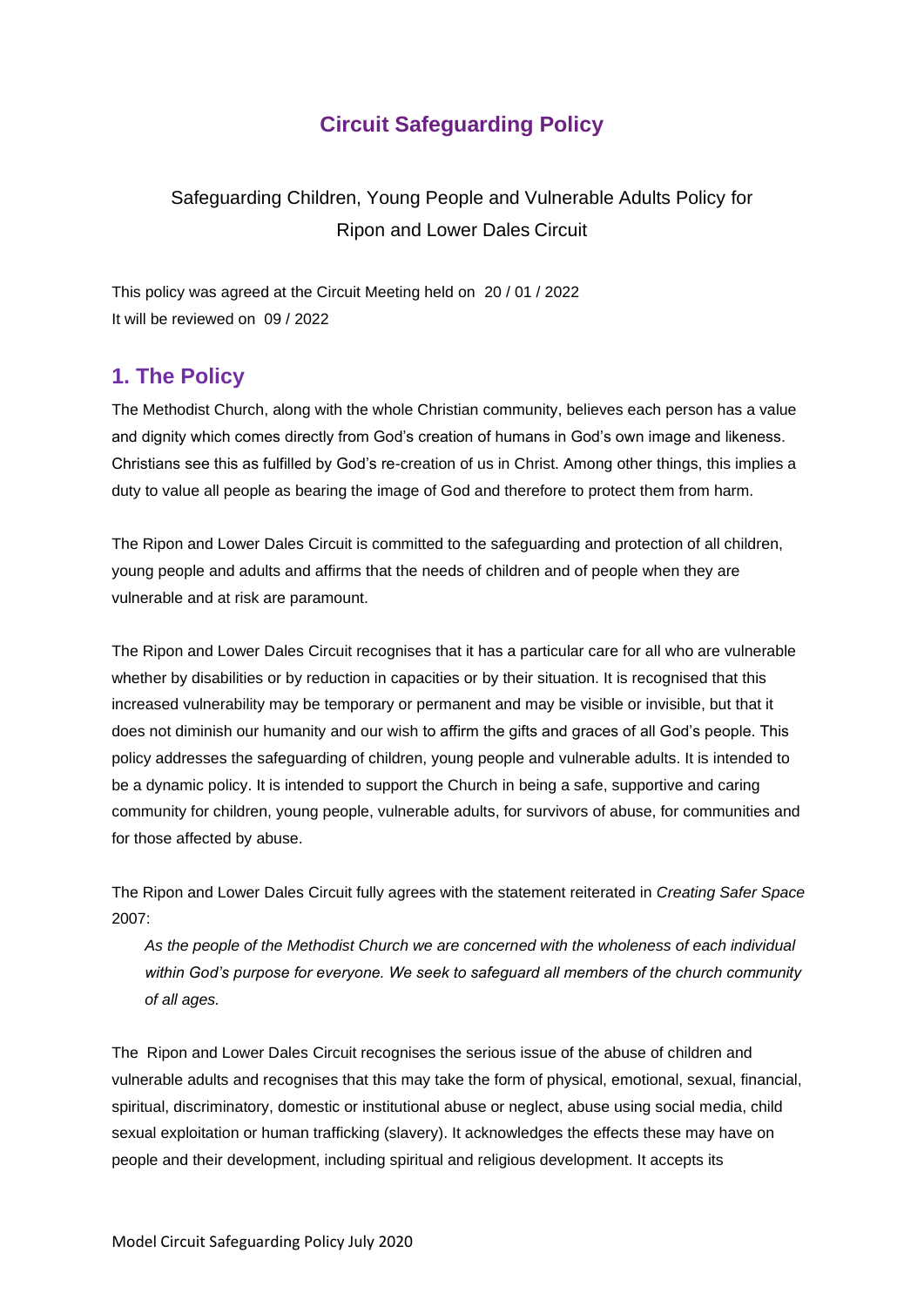# Circuit Safeguarding Policy

Safeguarding Children, Young People and Vulnerable Adults Policy for Ripon and Lower Dales Circuit

This policy was agreed at the Circuit Meeting held on 20 / 01 / 2022
It will be reviewed on 09 / 2022

## 1. The Policy

The Methodist Church, along with the whole Christian community, believes each person has a value and dignity which comes directly from God's creation of humans in God's own image and likeness. Christians see this as fulfilled by God's re-creation of us in Christ. Among other things, this implies a duty to value all people as bearing the image of God and therefore to protect them from harm.

The Ripon and Lower Dales Circuit is committed to the safeguarding and protection of all children, young people and adults and affirms that the needs of children and of people when they are vulnerable and at risk are paramount.

The Ripon and Lower Dales Circuit recognises that it has a particular care for all who are vulnerable whether by disabilities or by reduction in capacities or by their situation. It is recognised that this increased vulnerability may be temporary or permanent and may be visible or invisible, but that it does not diminish our humanity and our wish to affirm the gifts and graces of all God's people. This policy addresses the safeguarding of children, young people and vulnerable adults. It is intended to be a dynamic policy. It is intended to support the Church in being a safe, supportive and caring community for children, young people, vulnerable adults, for survivors of abuse, for communities and for those affected by abuse.

The Ripon and Lower Dales Circuit fully agrees with the statement reiterated in *Creating Safer Space* 2007:

> *As the people of the Methodist Church we are concerned with the wholeness of each individual within God's purpose for everyone. We seek to safeguard all members of the church community of all ages.*

The Ripon and Lower Dales Circuit recognises the serious issue of the abuse of children and vulnerable adults and recognises that this may take the form of physical, emotional, sexual, financial, spiritual, discriminatory, domestic or institutional abuse or neglect, abuse using social media, child sexual exploitation or human trafficking (slavery). It acknowledges the effects these may have on people and their development, including spiritual and religious development. It accepts its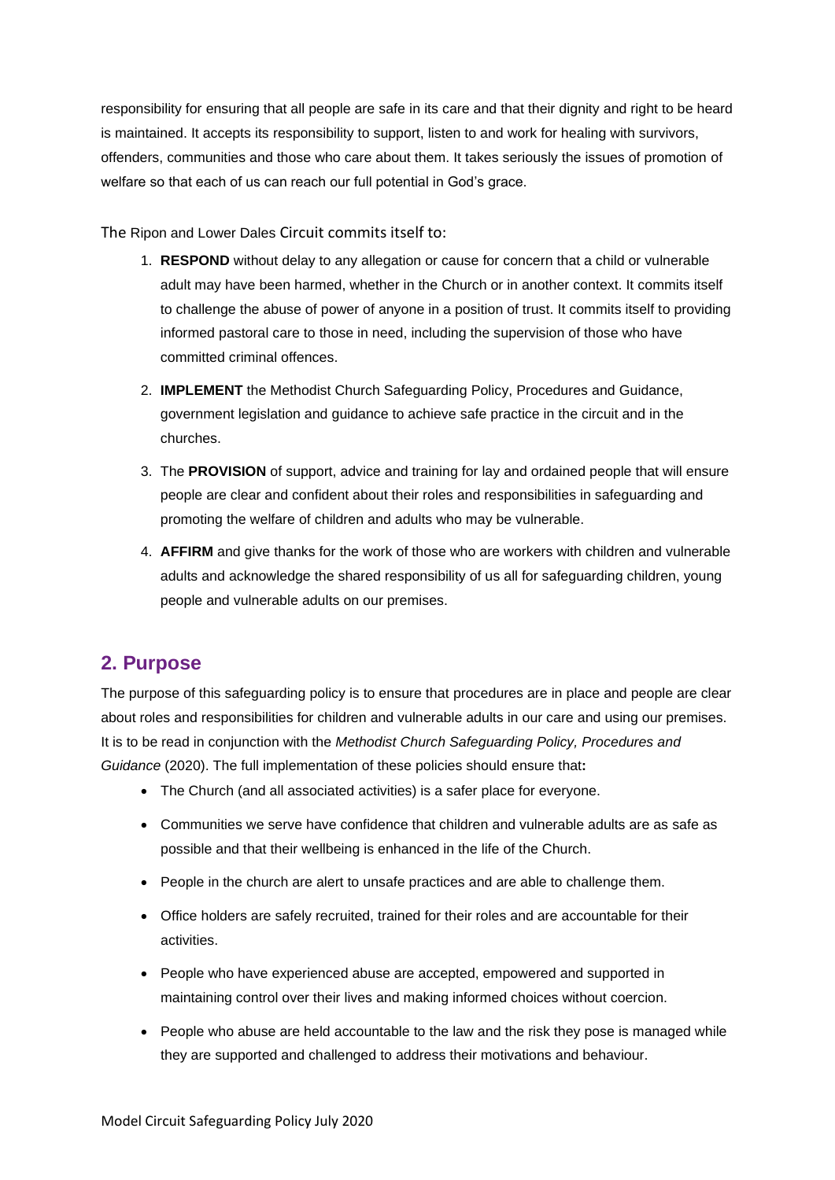responsibility for ensuring that all people are safe in its care and that their dignity and right to be heard is maintained. It accepts its responsibility to support, listen to and work for healing with survivors, offenders, communities and those who care about them. It takes seriously the issues of promotion of welfare so that each of us can reach our full potential in God's grace.

The Ripon and Lower Dales Circuit commits itself to:

1. **RESPOND** without delay to any allegation or cause for concern that a child or vulnerable adult may have been harmed, whether in the Church or in another context. It commits itself to challenge the abuse of power of anyone in a position of trust. It commits itself to providing informed pastoral care to those in need, including the supervision of those who have committed criminal offences.
2. **IMPLEMENT** the Methodist Church Safeguarding Policy, Procedures and Guidance, government legislation and guidance to achieve safe practice in the circuit and in the churches.
3. The **PROVISION** of support, advice and training for lay and ordained people that will ensure people are clear and confident about their roles and responsibilities in safeguarding and promoting the welfare of children and adults who may be vulnerable.
4. **AFFIRM** and give thanks for the work of those who are workers with children and vulnerable adults and acknowledge the shared responsibility of us all for safeguarding children, young people and vulnerable adults on our premises.

## 2. Purpose

The purpose of this safeguarding policy is to ensure that procedures are in place and people are clear about roles and responsibilities for children and vulnerable adults in our care and using our premises. It is to be read in conjunction with the *Methodist Church Safeguarding Policy, Procedures and Guidance* (2020). The full implementation of these policies should ensure that**:**

- The Church (and all associated activities) is a safer place for everyone.
- Communities we serve have confidence that children and vulnerable adults are as safe as possible and that their wellbeing is enhanced in the life of the Church.
- People in the church are alert to unsafe practices and are able to challenge them.
- Office holders are safely recruited, trained for their roles and are accountable for their activities.
- People who have experienced abuse are accepted, empowered and supported in maintaining control over their lives and making informed choices without coercion.
- People who abuse are held accountable to the law and the risk they pose is managed while they are supported and challenged to address their motivations and behaviour.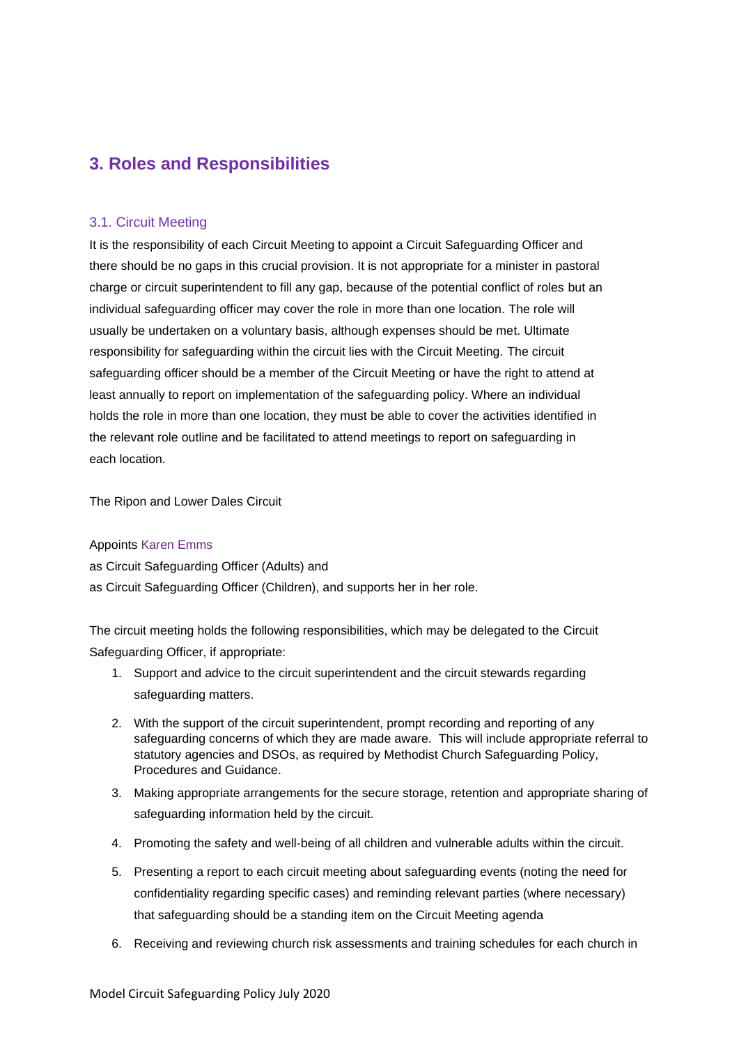## 3. Roles and Responsibilities

### 3.1. Circuit Meeting

It is the responsibility of each Circuit Meeting to appoint a Circuit Safeguarding Officer and there should be no gaps in this crucial provision. It is not appropriate for a minister in pastoral charge or circuit superintendent to fill any gap, because of the potential conflict of roles but an individual safeguarding officer may cover the role in more than one location. The role will usually be undertaken on a voluntary basis, although expenses should be met. Ultimate responsibility for safeguarding within the circuit lies with the Circuit Meeting. The circuit safeguarding officer should be a member of the Circuit Meeting or have the right to attend at least annually to report on implementation of the safeguarding policy. Where an individual holds the role in more than one location, they must be able to cover the activities identified in the relevant role outline and be facilitated to attend meetings to report on safeguarding in each location.

The Ripon and Lower Dales Circuit

Appoints Karen Emms
as Circuit Safeguarding Officer (Adults) and
as Circuit Safeguarding Officer (Children), and supports her in her role.

The circuit meeting holds the following responsibilities, which may be delegated to the Circuit Safeguarding Officer, if appropriate:

1. Support and advice to the circuit superintendent and the circuit stewards regarding safeguarding matters.
2. With the support of the circuit superintendent, prompt recording and reporting of any safeguarding concerns of which they are made aware. This will include appropriate referral to statutory agencies and DSOs, as required by Methodist Church Safeguarding Policy, Procedures and Guidance.
3. Making appropriate arrangements for the secure storage, retention and appropriate sharing of safeguarding information held by the circuit.
4. Promoting the safety and well-being of all children and vulnerable adults within the circuit.
5. Presenting a report to each circuit meeting about safeguarding events (noting the need for confidentiality regarding specific cases) and reminding relevant parties (where necessary) that safeguarding should be a standing item on the Circuit Meeting agenda
6. Receiving and reviewing church risk assessments and training schedules for each church in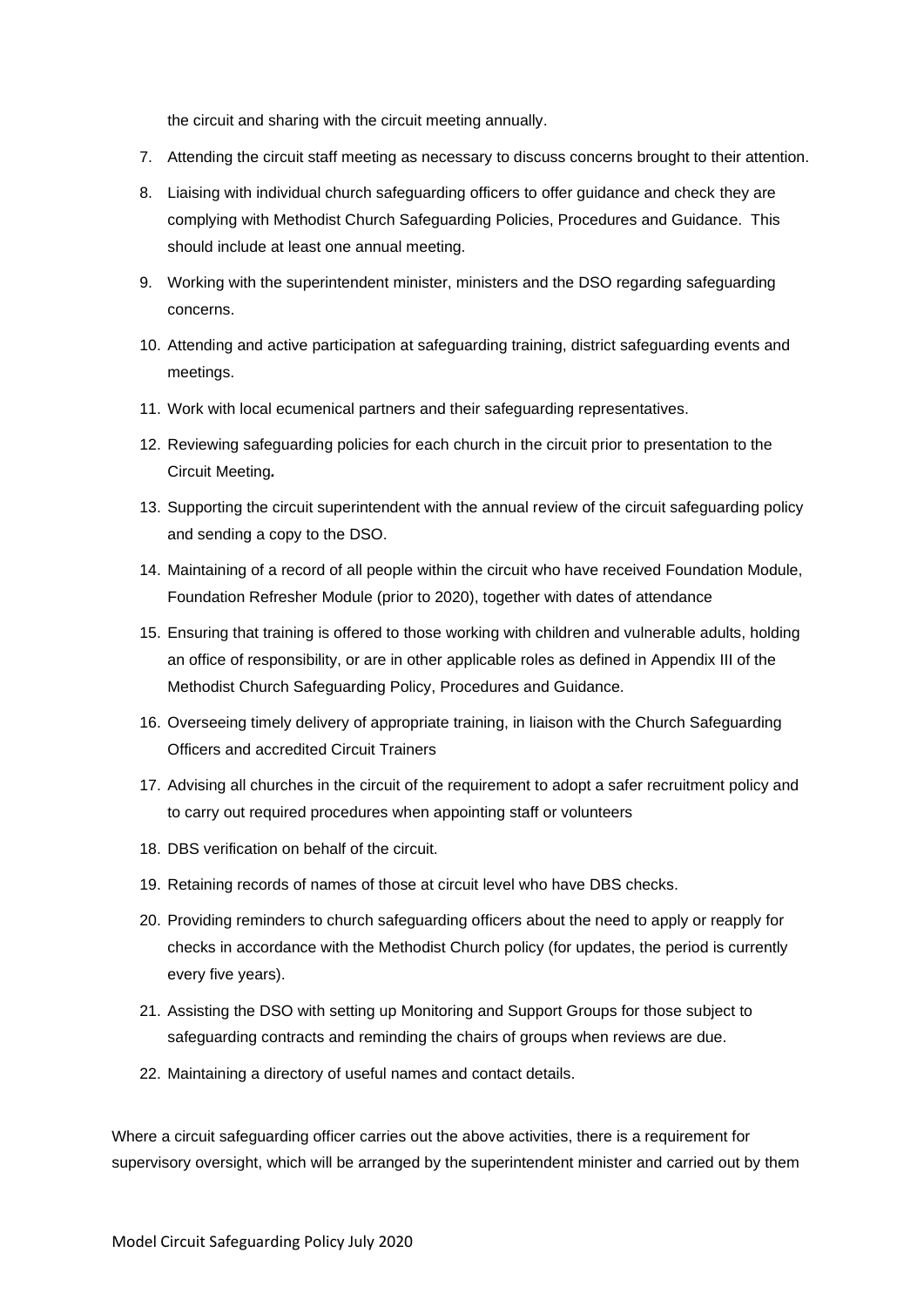the circuit and sharing with the circuit meeting annually.

7. Attending the circuit staff meeting as necessary to discuss concerns brought to their attention.
8. Liaising with individual church safeguarding officers to offer guidance and check they are complying with Methodist Church Safeguarding Policies, Procedures and Guidance. This should include at least one annual meeting.
9. Working with the superintendent minister, ministers and the DSO regarding safeguarding concerns.
10. Attending and active participation at safeguarding training, district safeguarding events and meetings.
11. Work with local ecumenical partners and their safeguarding representatives.
12. Reviewing safeguarding policies for each church in the circuit prior to presentation to the Circuit Meeting*.*
13. Supporting the circuit superintendent with the annual review of the circuit safeguarding policy and sending a copy to the DSO.
14. Maintaining of a record of all people within the circuit who have received Foundation Module, Foundation Refresher Module (prior to 2020), together with dates of attendance
15. Ensuring that training is offered to those working with children and vulnerable adults, holding an office of responsibility, or are in other applicable roles as defined in Appendix III of the Methodist Church Safeguarding Policy, Procedures and Guidance.
16. Overseeing timely delivery of appropriate training, in liaison with the Church Safeguarding Officers and accredited Circuit Trainers
17. Advising all churches in the circuit of the requirement to adopt a safer recruitment policy and to carry out required procedures when appointing staff or volunteers
18. DBS verification on behalf of the circuit.
19. Retaining records of names of those at circuit level who have DBS checks.
20. Providing reminders to church safeguarding officers about the need to apply or reapply for checks in accordance with the Methodist Church policy (for updates, the period is currently every five years).
21. Assisting the DSO with setting up Monitoring and Support Groups for those subject to safeguarding contracts and reminding the chairs of groups when reviews are due.
22. Maintaining a directory of useful names and contact details.

Where a circuit safeguarding officer carries out the above activities, there is a requirement for supervisory oversight, which will be arranged by the superintendent minister and carried out by them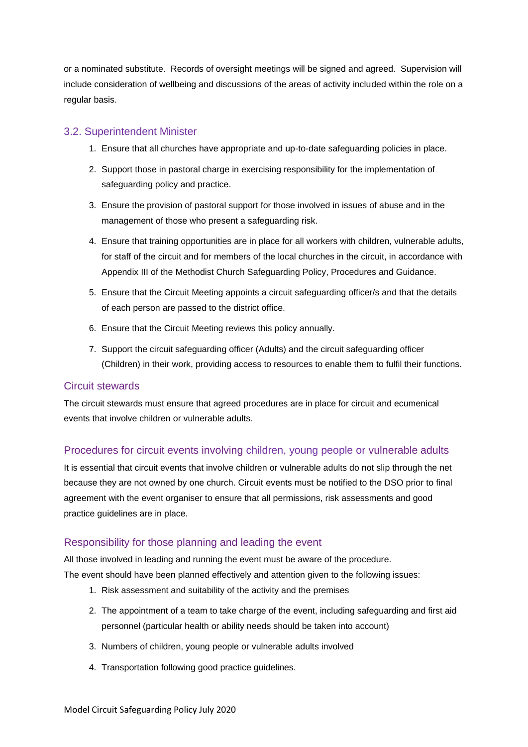or a nominated substitute. Records of oversight meetings will be signed and agreed. Supervision will include consideration of wellbeing and discussions of the areas of activity included within the role on a regular basis.

### 3.2. Superintendent Minister

1. Ensure that all churches have appropriate and up-to-date safeguarding policies in place.
2. Support those in pastoral charge in exercising responsibility for the implementation of safeguarding policy and practice.
3. Ensure the provision of pastoral support for those involved in issues of abuse and in the management of those who present a safeguarding risk.
4. Ensure that training opportunities are in place for all workers with children, vulnerable adults, for staff of the circuit and for members of the local churches in the circuit, in accordance with Appendix III of the Methodist Church Safeguarding Policy, Procedures and Guidance.
5. Ensure that the Circuit Meeting appoints a circuit safeguarding officer/s and that the details of each person are passed to the district office.
6. Ensure that the Circuit Meeting reviews this policy annually.
7. Support the circuit safeguarding officer (Adults) and the circuit safeguarding officer (Children) in their work, providing access to resources to enable them to fulfil their functions.

### Circuit stewards

The circuit stewards must ensure that agreed procedures are in place for circuit and ecumenical events that involve children or vulnerable adults.

### Procedures for circuit events involving children, young people or vulnerable adults

It is essential that circuit events that involve children or vulnerable adults do not slip through the net because they are not owned by one church. Circuit events must be notified to the DSO prior to final agreement with the event organiser to ensure that all permissions, risk assessments and good practice guidelines are in place.

### Responsibility for those planning and leading the event

All those involved in leading and running the event must be aware of the procedure.
The event should have been planned effectively and attention given to the following issues:

1. Risk assessment and suitability of the activity and the premises
2. The appointment of a team to take charge of the event, including safeguarding and first aid personnel (particular health or ability needs should be taken into account)
3. Numbers of children, young people or vulnerable adults involved
4. Transportation following good practice guidelines.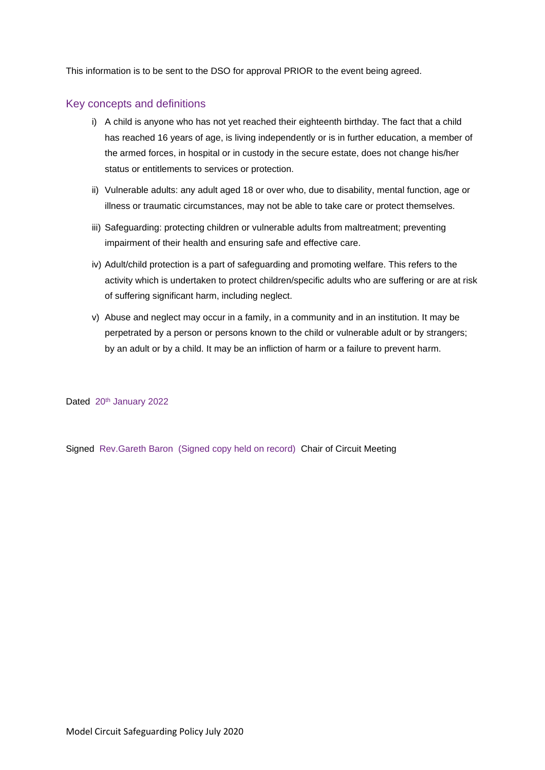This information is to be sent to the DSO for approval PRIOR to the event being agreed.

## Key concepts and definitions

i) A child is anyone who has not yet reached their eighteenth birthday. The fact that a child has reached 16 years of age, is living independently or is in further education, a member of the armed forces, in hospital or in custody in the secure estate, does not change his/her status or entitlements to services or protection.

ii) Vulnerable adults: any adult aged 18 or over who, due to disability, mental function, age or illness or traumatic circumstances, may not be able to take care or protect themselves.

iii) Safeguarding: protecting children or vulnerable adults from maltreatment; preventing impairment of their health and ensuring safe and effective care.

iv) Adult/child protection is a part of safeguarding and promoting welfare. This refers to the activity which is undertaken to protect children/specific adults who are suffering or are at risk of suffering significant harm, including neglect.

v) Abuse and neglect may occur in a family, in a community and in an institution. It may be perpetrated by a person or persons known to the child or vulnerable adult or by strangers; by an adult or by a child. It may be an infliction of harm or a failure to prevent harm.

Dated 20th January 2022

Signed Rev.Gareth Baron (Signed copy held on record) Chair of Circuit Meeting